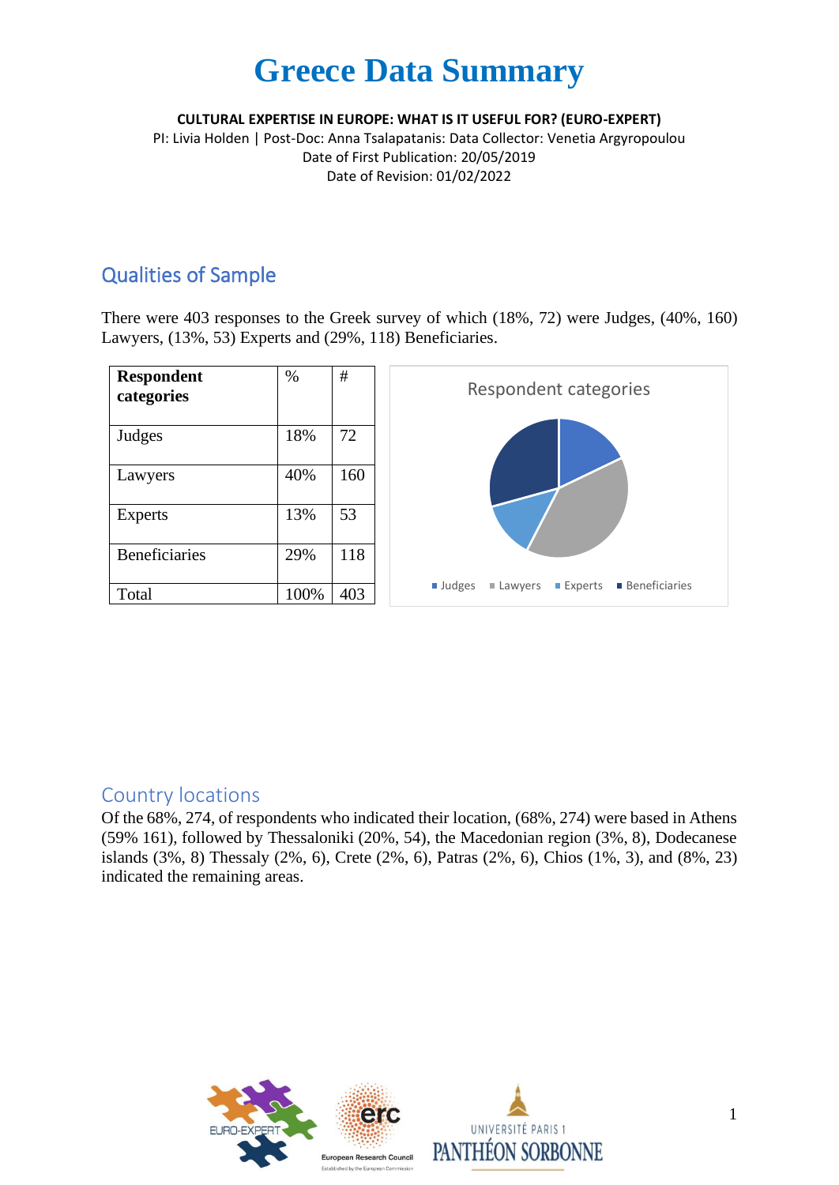# Greece Data Summary

**CULTURAL EXPERTISE IN EUROPE: WHAT IS IT USEFUL FOR? (EURO-EXPERT)**

PI: Livia Holden | Post-Doc: Anna Tsalapatanis: Data Collector: Venetia Argyropoulou

Date of First Publication: 20/05/2019

Date of Revision: 01/02/2022

## Qualities of Sample

There were 403 responses to the Greek survey of which (18%, 72) were Judges, (40%, 160) Lawyers, (13%, 53) Experts and (29%, 118) Beneficiaries.

| Respondent categories | % | # |
|---|---|---|
| Judges | 18% | 72 |
| Lawyers | 40% | 160 |
| Experts | 13% | 53 |
| Beneficiaries | 29% | 118 |
| Total | 100% | 403 |

Respondent categories

Judges, Lawyers, Experts, Beneficiaries

## Country locations

Of the 68%, 274, of respondents who indicated their location, (68%, 274) were based in Athens (59% 161), followed by Thessaloniki (20%, 54), the Macedonian region (3%, 8), Dodecanese islands (3%, 8) Thessaly (2%, 6), Crete (2%, 6), Patras (2%, 6), Chios (1%, 3), and (8%, 23) indicated the remaining areas.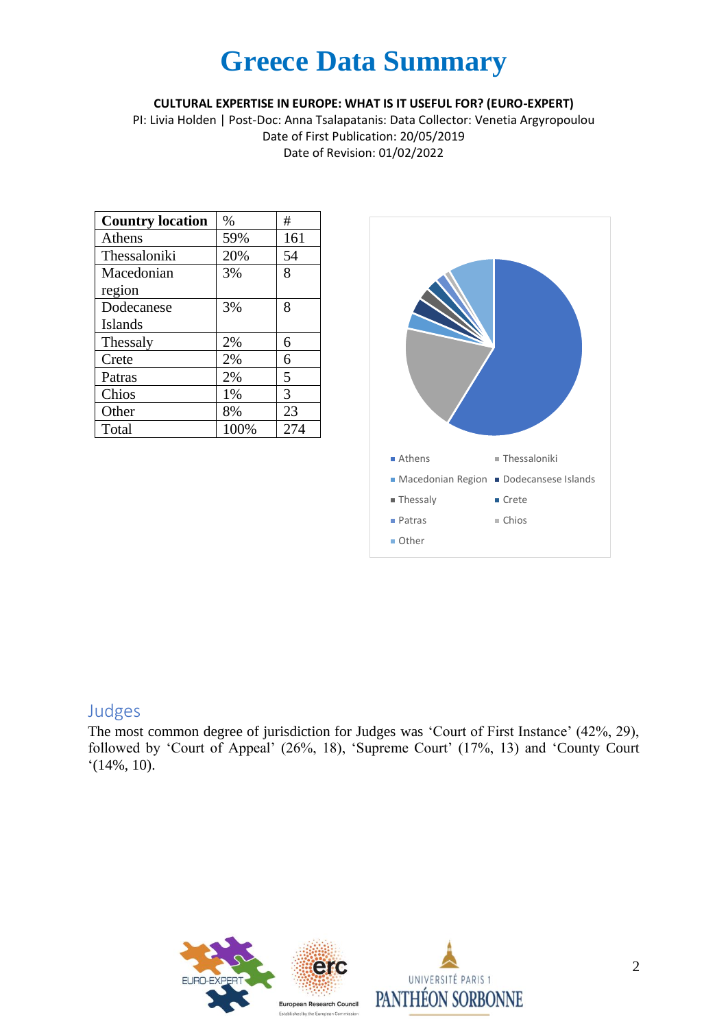# Greece Data Summary

**CULTURAL EXPERTISE IN EUROPE: WHAT IS IT USEFUL FOR? (EURO-EXPERT)**

PI: Livia Holden | Post-Doc: Anna Tsalapatanis: Data Collector: Venetia Argyropoulou
Date of First Publication: 20/05/2019
Date of Revision: 01/02/2022

| Country location | % | # |
|---|---|---|
| Athens | 59% | 161 |
| Thessaloniki | 20% | 54 |
| Macedonian region | 3% | 8 |
| Dodecanese Islands | 3% | 8 |
| Thessaly | 2% | 6 |
| Crete | 2% | 6 |
| Patras | 2% | 5 |
| Chios | 1% | 3 |
| Other | 8% | 23 |
| Total | 100% | 274 |

Athens, Thessaloniki, Macedonian Region, Dodecansese Islands, Thessaly, Crete, Patras, Chios, Other

## Judges

The most common degree of jurisdiction for Judges was 'Court of First Instance' (42%, 29), followed by 'Court of Appeal' (26%, 18), 'Supreme Court' (17%, 13) and 'County Court '(14%, 10).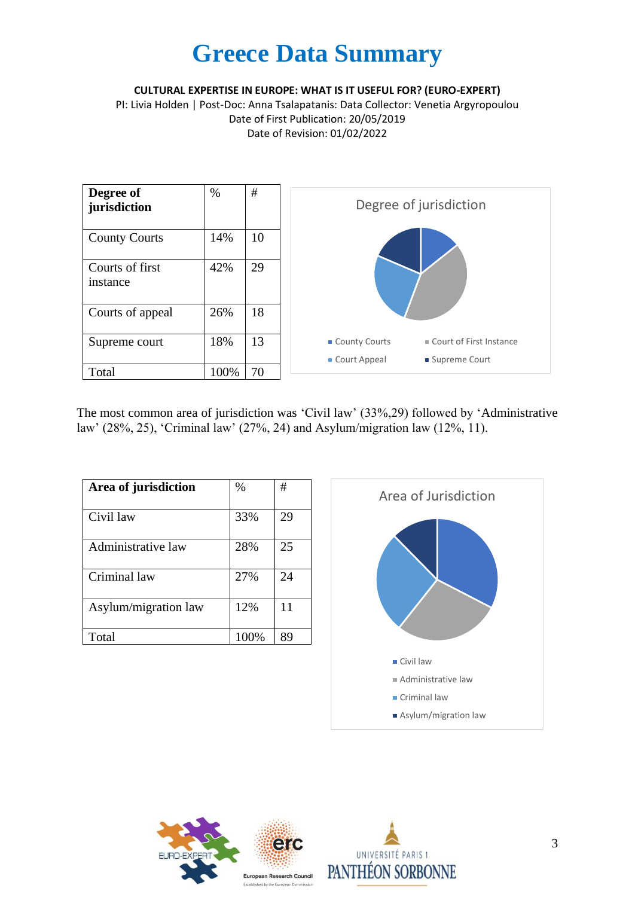# Greece Data Summary

**CULTURAL EXPERTISE IN EUROPE: WHAT IS IT USEFUL FOR? (EURO-EXPERT)**

PI: Livia Holden | Post-Doc: Anna Tsalapatanis: Data Collector: Venetia Argyropoulou

Date of First Publication: 20/05/2019

Date of Revision: 01/02/2022

| **Degree of jurisdiction** | % | # |
|---|---|---|
| County Courts | 14% | 10 |
| Courts of first instance | 42% | 29 |
| Courts of appeal | 26% | 18 |
| Supreme court | 18% | 13 |
| Total | 100% | 70 |

Degree of jurisdiction

- County Courts
- Court of First Instance
- Court Appeal
- Supreme Court

The most common area of jurisdiction was 'Civil law' (33%,29) followed by 'Administrative law' (28%, 25), 'Criminal law' (27%, 24) and Asylum/migration law (12%, 11).

| **Area of jurisdiction** | % | # |
|---|---|---|
| Civil law | 33% | 29 |
| Administrative law | 28% | 25 |
| Criminal law | 27% | 24 |
| Asylum/migration law | 12% | 11 |
| Total | 100% | 89 |

Area of Jurisdiction

- Civil law
- Administrative law
- Criminal law
- Asylum/migration law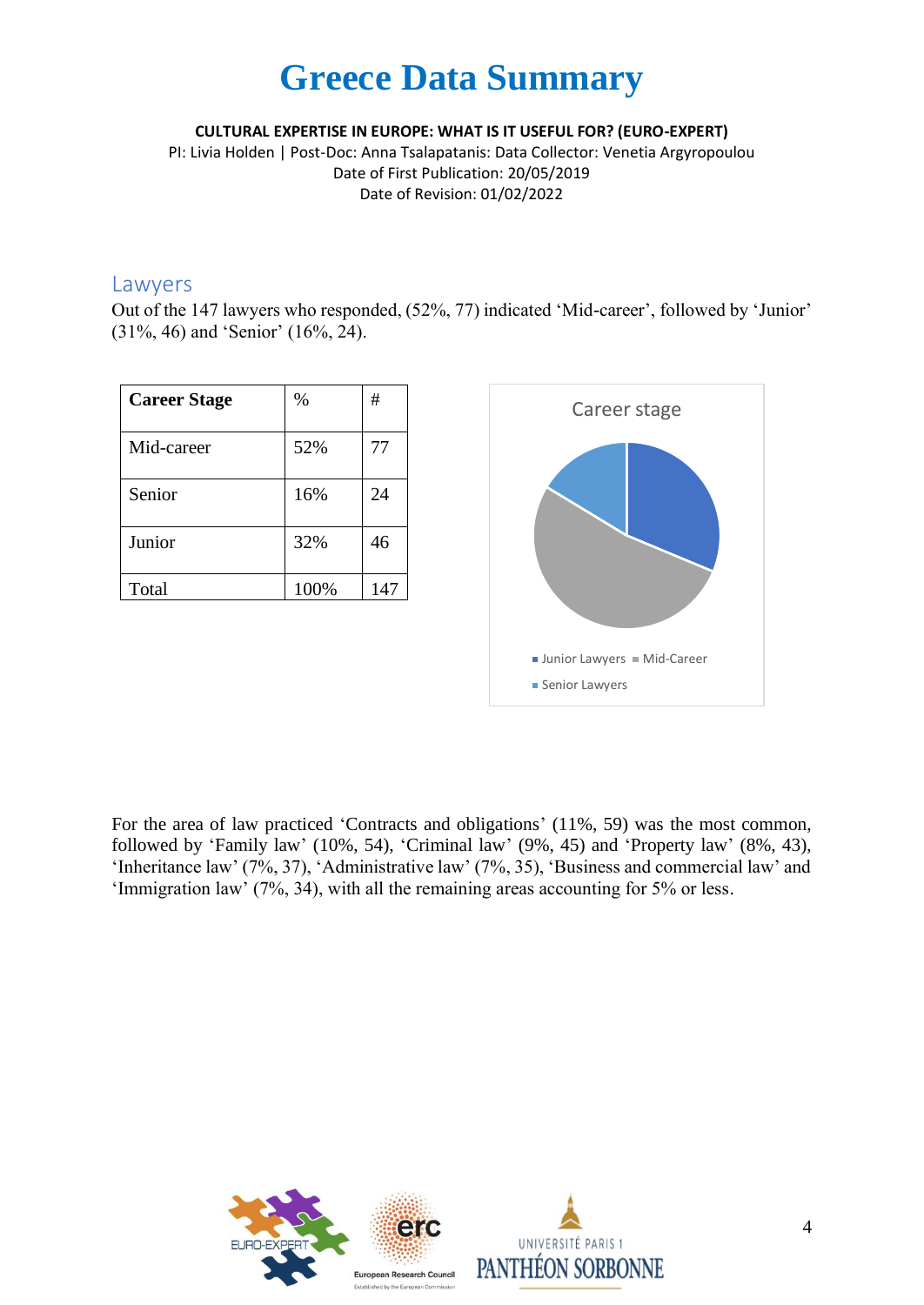# Greece Data Summary

**CULTURAL EXPERTISE IN EUROPE: WHAT IS IT USEFUL FOR? (EURO-EXPERT)**

PI: Livia Holden | Post-Doc: Anna Tsalapatanis: Data Collector: Venetia Argyropoulou

Date of First Publication: 20/05/2019

Date of Revision: 01/02/2022

## Lawyers

Out of the 147 lawyers who responded, (52%, 77) indicated 'Mid-career', followed by 'Junior' (31%, 46) and 'Senior' (16%, 24).

| **Career Stage** | % | # |
|---|---|---|
| Mid-career | 52% | 77 |
| Senior | 16% | 24 |
| Junior | 32% | 46 |
| Total | 100% | 147 |

Career stage

Junior Lawyers, Mid-Career, Senior Lawyers

For the area of law practiced 'Contracts and obligations' (11%, 59) was the most common, followed by 'Family law' (10%, 54), 'Criminal law' (9%, 45) and 'Property law' (8%, 43), 'Inheritance law' (7%, 37), 'Administrative law' (7%, 35), 'Business and commercial law' and 'Immigration law' (7%, 34), with all the remaining areas accounting for 5% or less.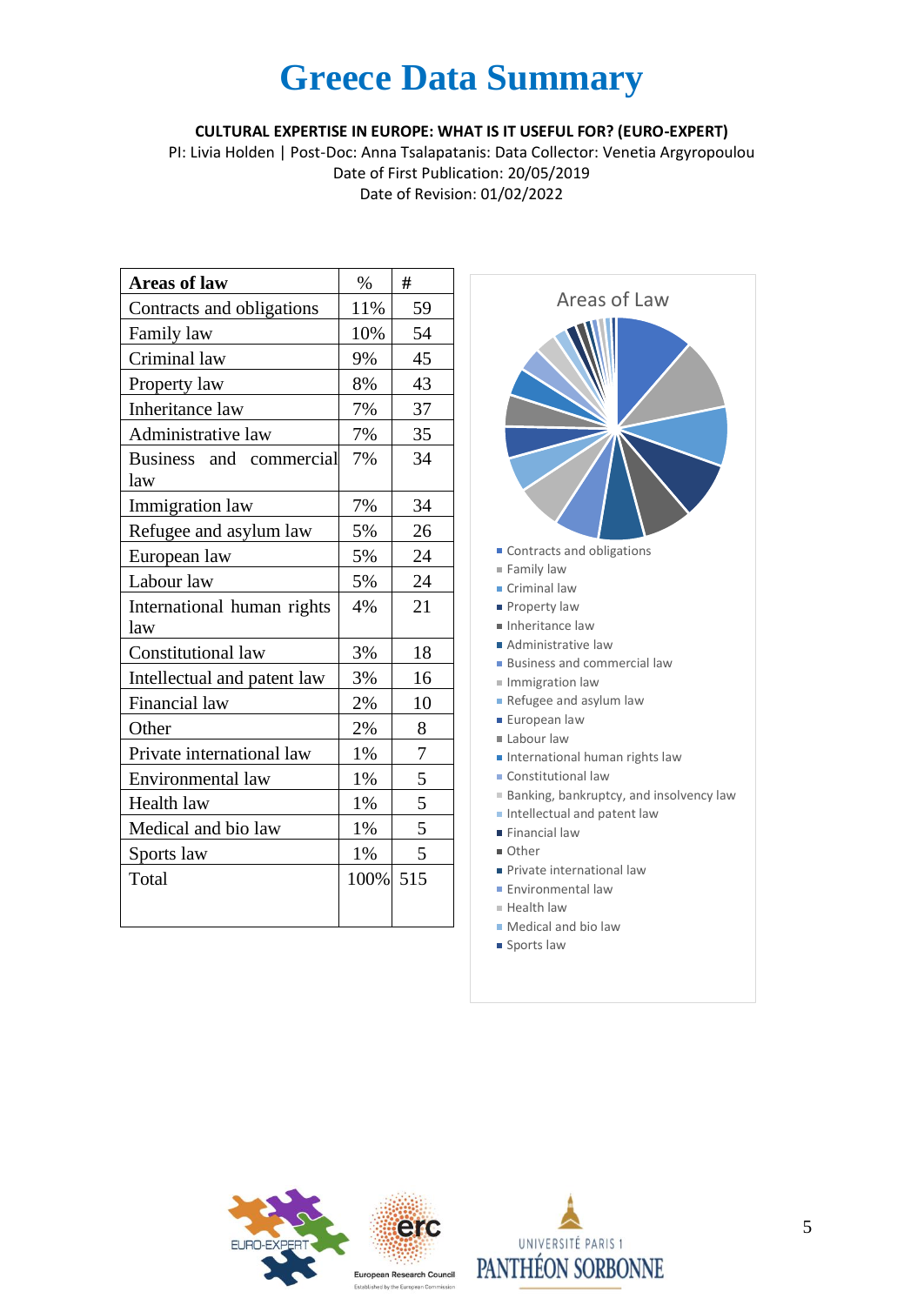# Greece Data Summary

**CULTURAL EXPERTISE IN EUROPE: WHAT IS IT USEFUL FOR? (EURO-EXPERT)**

PI: Livia Holden | Post-Doc: Anna Tsalapatanis: Data Collector: Venetia Argyropoulou

Date of First Publication: 20/05/2019

Date of Revision: 01/02/2022

| Areas of law | % | # |
|---|---|---|
| Contracts and obligations | 11% | 59 |
| Family law | 10% | 54 |
| Criminal law | 9% | 45 |
| Property law | 8% | 43 |
| Inheritance law | 7% | 37 |
| Administrative law | 7% | 35 |
| Business and commercial law | 7% | 34 |
| Immigration law | 7% | 34 |
| Refugee and asylum law | 5% | 26 |
| European law | 5% | 24 |
| Labour law | 5% | 24 |
| International human rights law | 4% | 21 |
| Constitutional law | 3% | 18 |
| Intellectual and patent law | 3% | 16 |
| Financial law | 2% | 10 |
| Other | 2% | 8 |
| Private international law | 1% | 7 |
| Environmental law | 1% | 5 |
| Health law | 1% | 5 |
| Medical and bio law | 1% | 5 |
| Sports law | 1% | 5 |
| Total | 100% | 515 |

Areas of Law

- Contracts and obligations
- Family law
- Criminal law
- Property law
- Inheritance law
- Administrative law
- Business and commercial law
- Immigration law
- Refugee and asylum law
- European law
- Labour law
- International human rights law
- Constitutional law
- Banking, bankruptcy, and insolvency law
- Intellectual and patent law
- Financial law
- Other
- Private international law
- Environmental law
- Health law
- Medical and bio law
- Sports law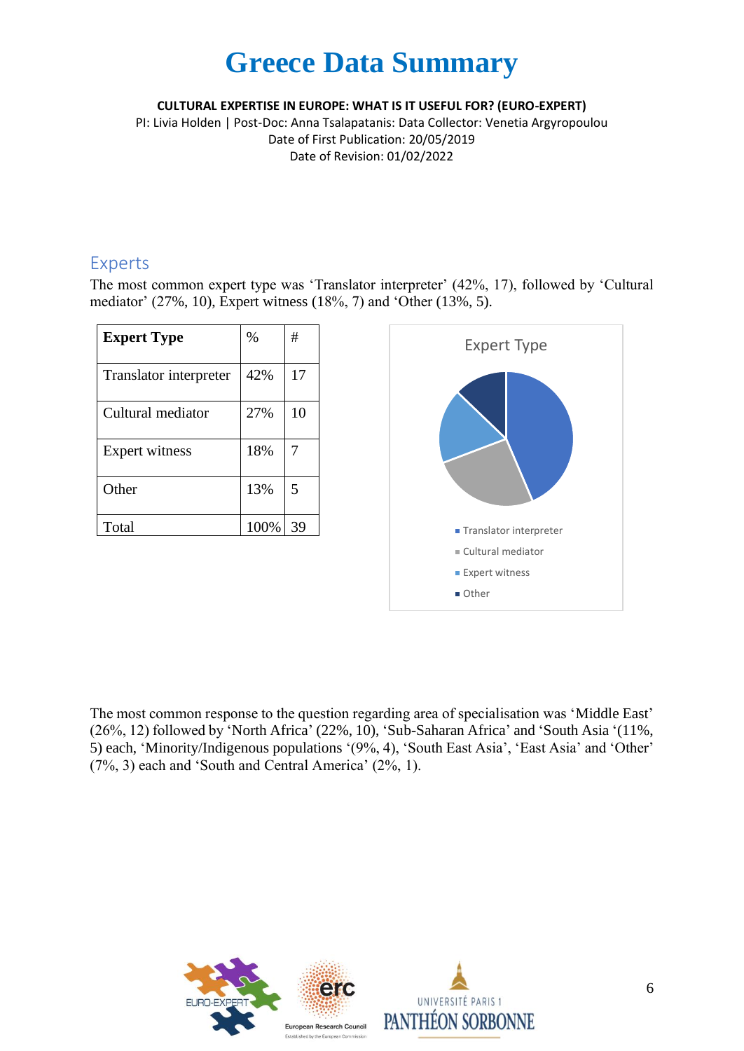# Greece Data Summary

**CULTURAL EXPERTISE IN EUROPE: WHAT IS IT USEFUL FOR? (EURO-EXPERT)**

PI: Livia Holden | Post-Doc: Anna Tsalapatanis: Data Collector: Venetia Argyropoulou

Date of First Publication: 20/05/2019

Date of Revision: 01/02/2022

## Experts

The most common expert type was 'Translator interpreter' (42%, 17), followed by 'Cultural mediator' (27%, 10), Expert witness (18%, 7) and 'Other (13%, 5).

| Expert Type | % | # |
|---|---|---|
| Translator interpreter | 42% | 17 |
| Cultural mediator | 27% | 10 |
| Expert witness | 18% | 7 |
| Other | 13% | 5 |
| Total | 100% | 39 |

Expert Type

- Translator interpreter
- Cultural mediator
- Expert witness
- Other

The most common response to the question regarding area of specialisation was 'Middle East' (26%, 12) followed by 'North Africa' (22%, 10), 'Sub-Saharan Africa' and 'South Asia '(11%, 5) each, 'Minority/Indigenous populations '(9%, 4), 'South East Asia', 'East Asia' and 'Other' (7%, 3) each and 'South and Central America' (2%, 1).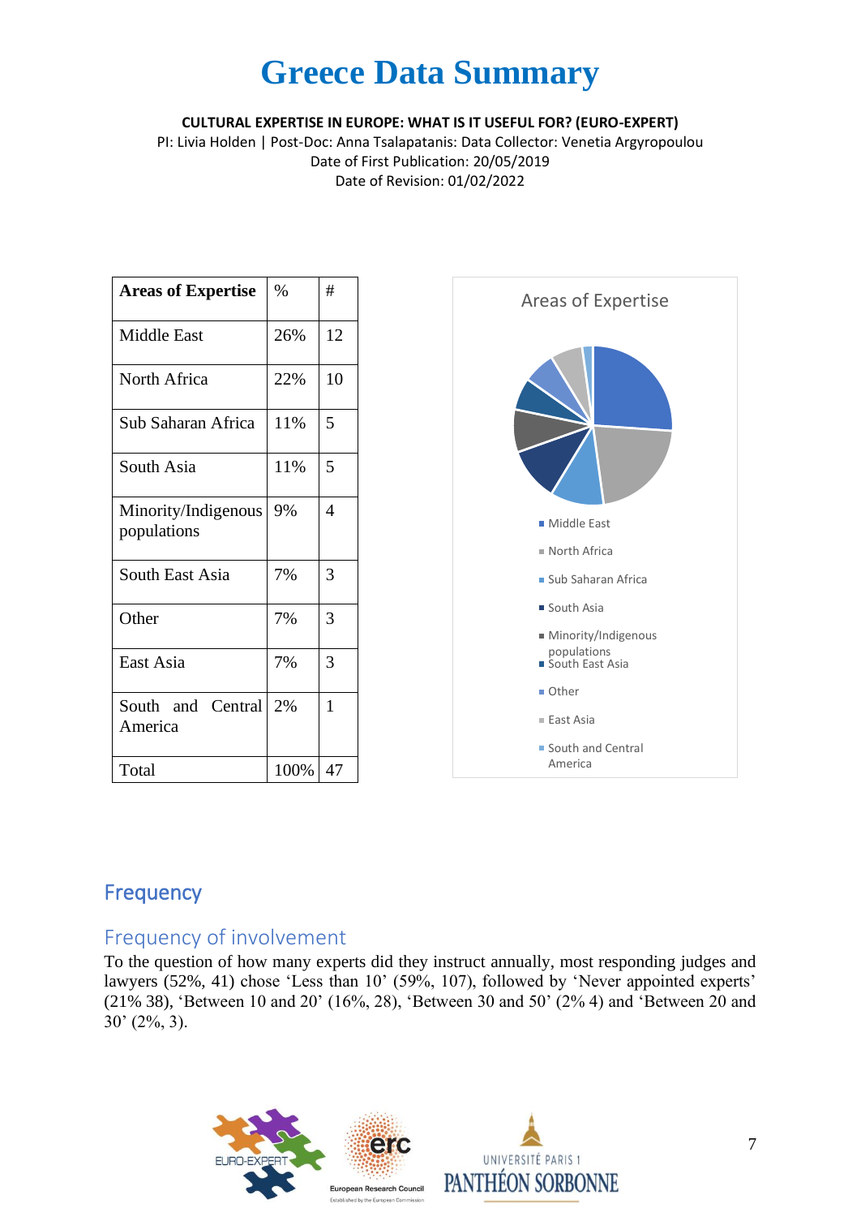# Greece Data Summary

**CULTURAL EXPERTISE IN EUROPE: WHAT IS IT USEFUL FOR? (EURO-EXPERT)**

PI: Livia Holden | Post-Doc: Anna Tsalapatanis: Data Collector: Venetia Argyropoulou

Date of First Publication: 20/05/2019

Date of Revision: 01/02/2022

| Areas of Expertise | % | # |
|---|---|---|
| Middle East | 26% | 12 |
| North Africa | 22% | 10 |
| Sub Saharan Africa | 11% | 5 |
| South Asia | 11% | 5 |
| Minority/Indigenous populations | 9% | 4 |
| South East Asia | 7% | 3 |
| Other | 7% | 3 |
| East Asia | 7% | 3 |
| South and Central America | 2% | 1 |
| Total | 100% | 47 |

## Frequency

### Frequency of involvement

To the question of how many experts did they instruct annually, most responding judges and lawyers (52%, 41) chose 'Less than 10' (59%, 107), followed by 'Never appointed experts' (21% 38), 'Between 10 and 20' (16%, 28), 'Between 30 and 50' (2% 4) and 'Between 20 and 30' (2%, 3).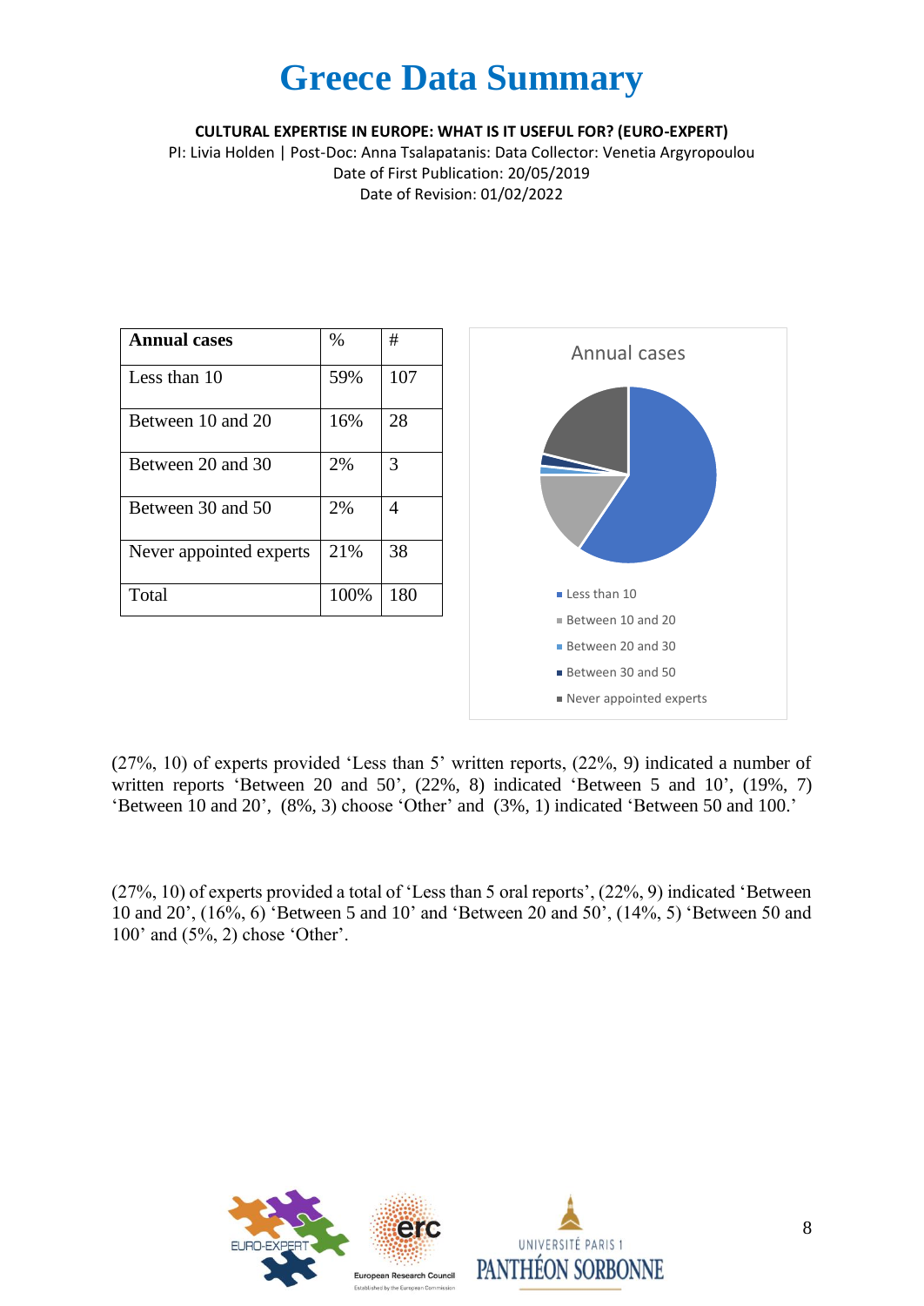# Greece Data Summary

**CULTURAL EXPERTISE IN EUROPE: WHAT IS IT USEFUL FOR? (EURO-EXPERT)**

PI: Livia Holden | Post-Doc: Anna Tsalapatanis: Data Collector: Venetia Argyropoulou
Date of First Publication: 20/05/2019
Date of Revision: 01/02/2022

| **Annual cases** | % | # |
|---|---|---|
| Less than 10 | 59% | 107 |
| Between 10 and 20 | 16% | 28 |
| Between 20 and 30 | 2% | 3 |
| Between 30 and 50 | 2% | 4 |
| Never appointed experts | 21% | 38 |
| Total | 100% | 180 |

Annual cases

- Less than 10
- Between 10 and 20
- Between 20 and 30
- Between 30 and 50
- Never appointed experts

(27%, 10) of experts provided 'Less than 5' written reports, (22%, 9) indicated a number of written reports 'Between 20 and 50', (22%, 8) indicated 'Between 5 and 10', (19%, 7) 'Between 10 and 20', (8%, 3) choose 'Other' and (3%, 1) indicated 'Between 50 and 100.'

(27%, 10) of experts provided a total of 'Less than 5 oral reports', (22%, 9) indicated 'Between 10 and 20', (16%, 6) 'Between 5 and 10' and 'Between 20 and 50', (14%, 5) 'Between 50 and 100' and (5%, 2) chose 'Other'.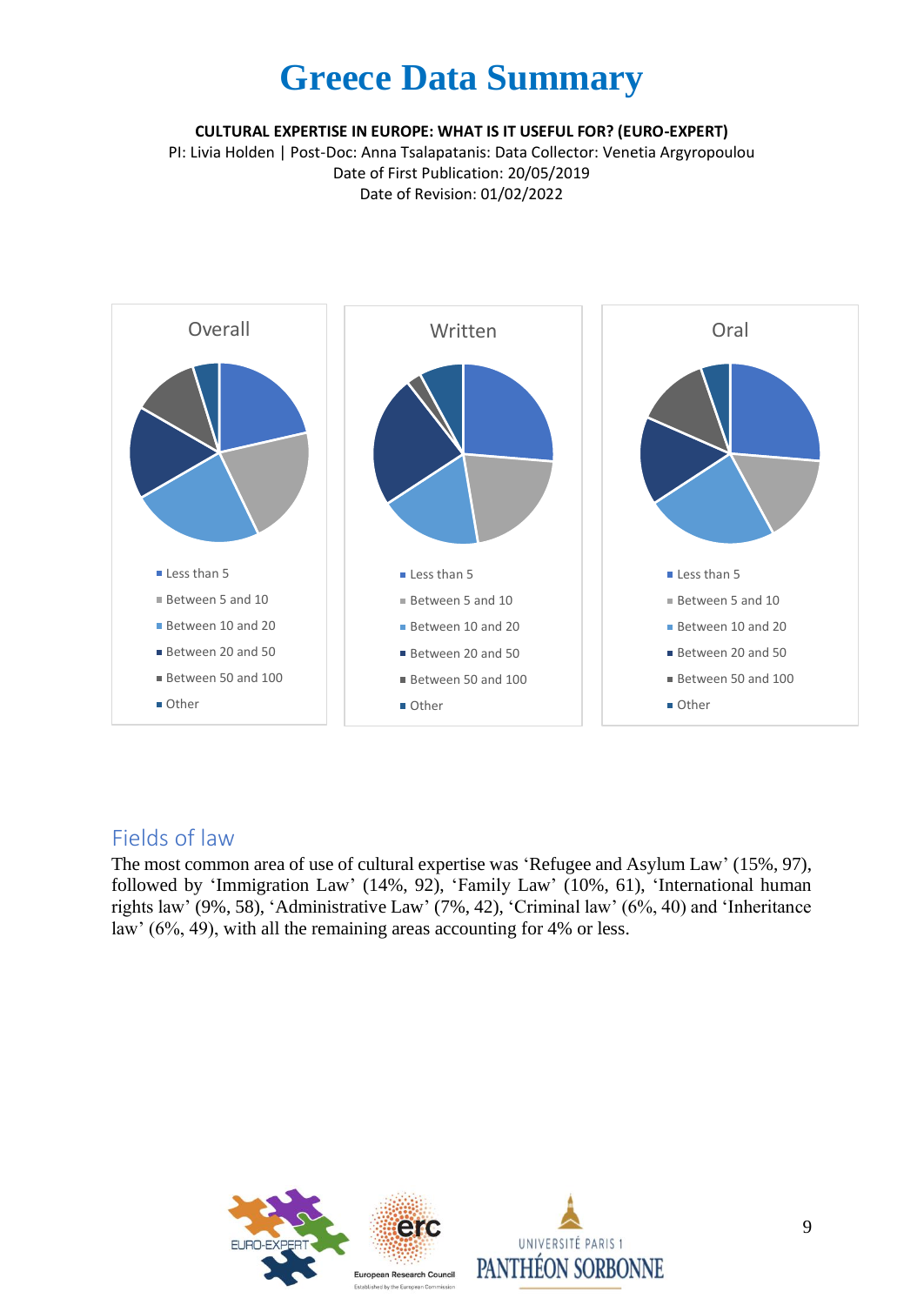# Greece Data Summary

**CULTURAL EXPERTISE IN EUROPE: WHAT IS IT USEFUL FOR? (EURO-EXPERT)**

PI: Livia Holden | Post-Doc: Anna Tsalapatanis: Data Collector: Venetia Argyropoulou

Date of First Publication: 20/05/2019

Date of Revision: 01/02/2022

Overall

- Less than 5
- Between 5 and 10
- Between 10 and 20
- Between 20 and 50
- Between 50 and 100
- Other

Written

- Less than 5
- Between 5 and 10
- Between 10 and 20
- Between 20 and 50
- Between 50 and 100
- Other

Oral

- Less than 5
- Between 5 and 10
- Between 10 and 20
- Between 20 and 50
- Between 50 and 100
- Other

## Fields of law

The most common area of use of cultural expertise was 'Refugee and Asylum Law' (15%, 97), followed by 'Immigration Law' (14%, 92), 'Family Law' (10%, 61), 'International human rights law' (9%, 58), 'Administrative Law' (7%, 42), 'Criminal law' (6%, 40) and 'Inheritance law' (6%, 49), with all the remaining areas accounting for 4% or less.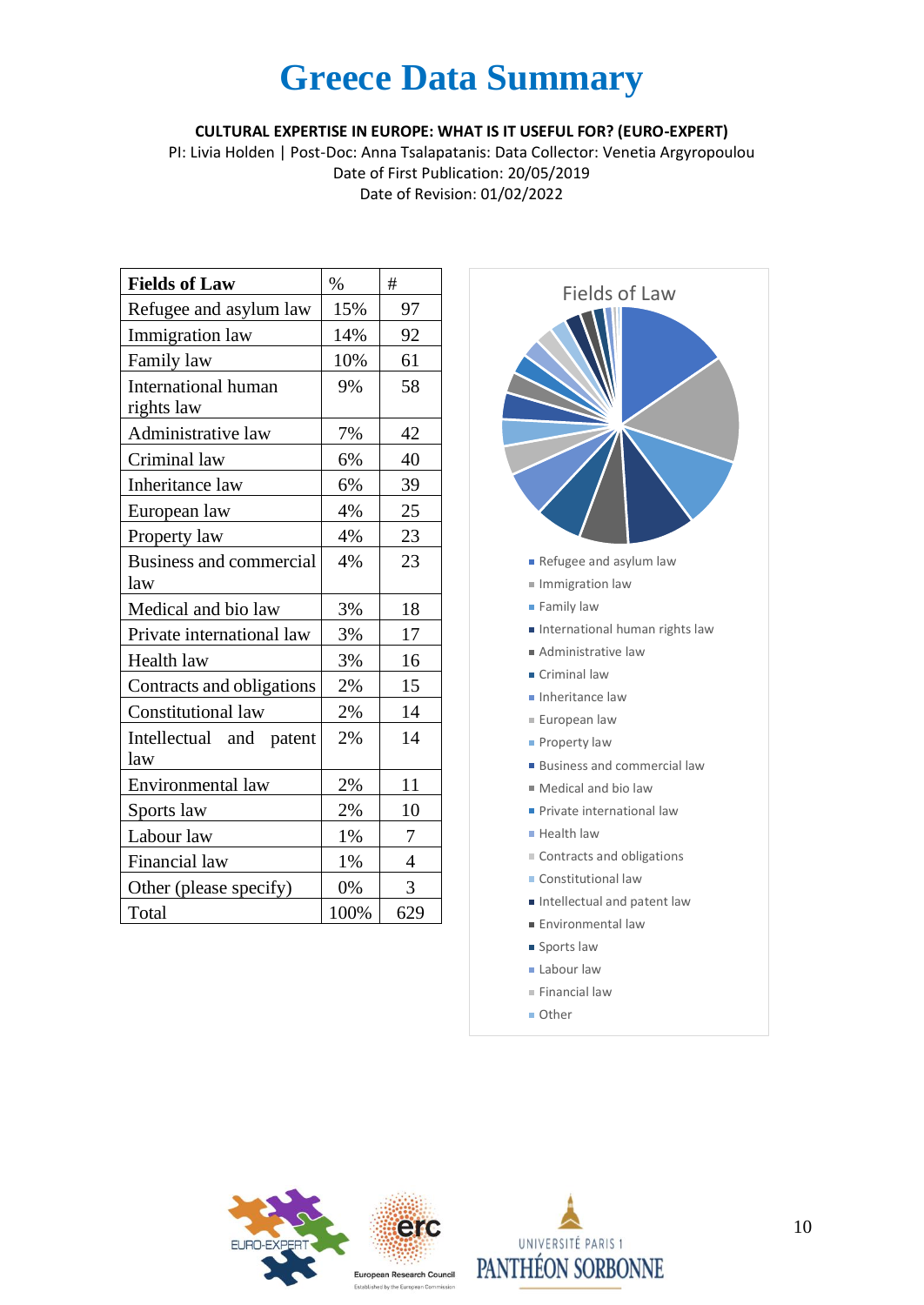# Greece Data Summary

**CULTURAL EXPERTISE IN EUROPE: WHAT IS IT USEFUL FOR? (EURO-EXPERT)**

PI: Livia Holden | Post-Doc: Anna Tsalapatanis: Data Collector: Venetia Argyropoulou

Date of First Publication: 20/05/2019

Date of Revision: 01/02/2022

| Fields of Law | % | # |
|---|---|---|
| Refugee and asylum law | 15% | 97 |
| Immigration law | 14% | 92 |
| Family law | 10% | 61 |
| International human rights law | 9% | 58 |
| Administrative law | 7% | 42 |
| Criminal law | 6% | 40 |
| Inheritance law | 6% | 39 |
| European law | 4% | 25 |
| Property law | 4% | 23 |
| Business and commercial law | 4% | 23 |
| Medical and bio law | 3% | 18 |
| Private international law | 3% | 17 |
| Health law | 3% | 16 |
| Contracts and obligations | 2% | 15 |
| Constitutional law | 2% | 14 |
| Intellectual and patent law | 2% | 14 |
| Environmental law | 2% | 11 |
| Sports law | 2% | 10 |
| Labour law | 1% | 7 |
| Financial law | 1% | 4 |
| Other (please specify) | 0% | 3 |
| Total | 100% | 629 |

Fields of Law

- Refugee and asylum law
- Immigration law
- Family law
- International human rights law
- Administrative law
- Criminal law
- Inheritance law
- European law
- Property law
- Business and commercial law
- Medical and bio law
- Private international law
- Health law
- Contracts and obligations
- Constitutional law
- Intellectual and patent law
- Environmental law
- Sports law
- Labour law
- Financial law
- Other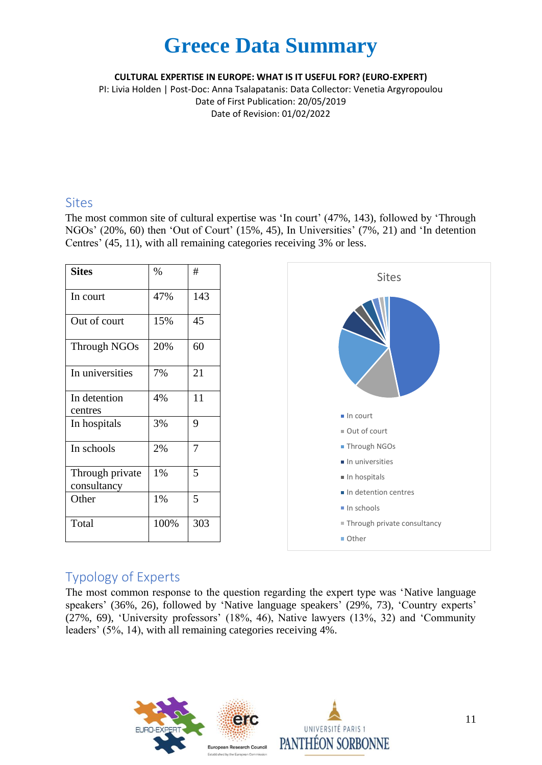# Greece Data Summary

**CULTURAL EXPERTISE IN EUROPE: WHAT IS IT USEFUL FOR? (EURO-EXPERT)**

PI: Livia Holden | Post-Doc: Anna Tsalapatanis: Data Collector: Venetia Argyropoulou

Date of First Publication: 20/05/2019

Date of Revision: 01/02/2022

## Sites

The most common site of cultural expertise was 'In court' (47%, 143), followed by 'Through NGOs' (20%, 60) then 'Out of Court' (15%, 45), In Universities' (7%, 21) and 'In detention Centres' (45, 11), with all remaining categories receiving 3% or less.

| Sites | % | # |
|---|---|---|
| In court | 47% | 143 |
| Out of court | 15% | 45 |
| Through NGOs | 20% | 60 |
| In universities | 7% | 21 |
| In detention centres | 4% | 11 |
| In hospitals | 3% | 9 |
| In schools | 2% | 7 |
| Through private consultancy | 1% | 5 |
| Other | 1% | 5 |
| Total | 100% | 303 |

Sites

- In court
- Out of court
- Through NGOs
- In universities
- In hospitals
- In detention centres
- In schools
- Through private consultancy
- Other

## Typology of Experts

The most common response to the question regarding the expert type was 'Native language speakers' (36%, 26), followed by 'Native language speakers' (29%, 73), 'Country experts' (27%, 69), 'University professors' (18%, 46), Native lawyers (13%, 32) and 'Community leaders' (5%, 14), with all remaining categories receiving 4%.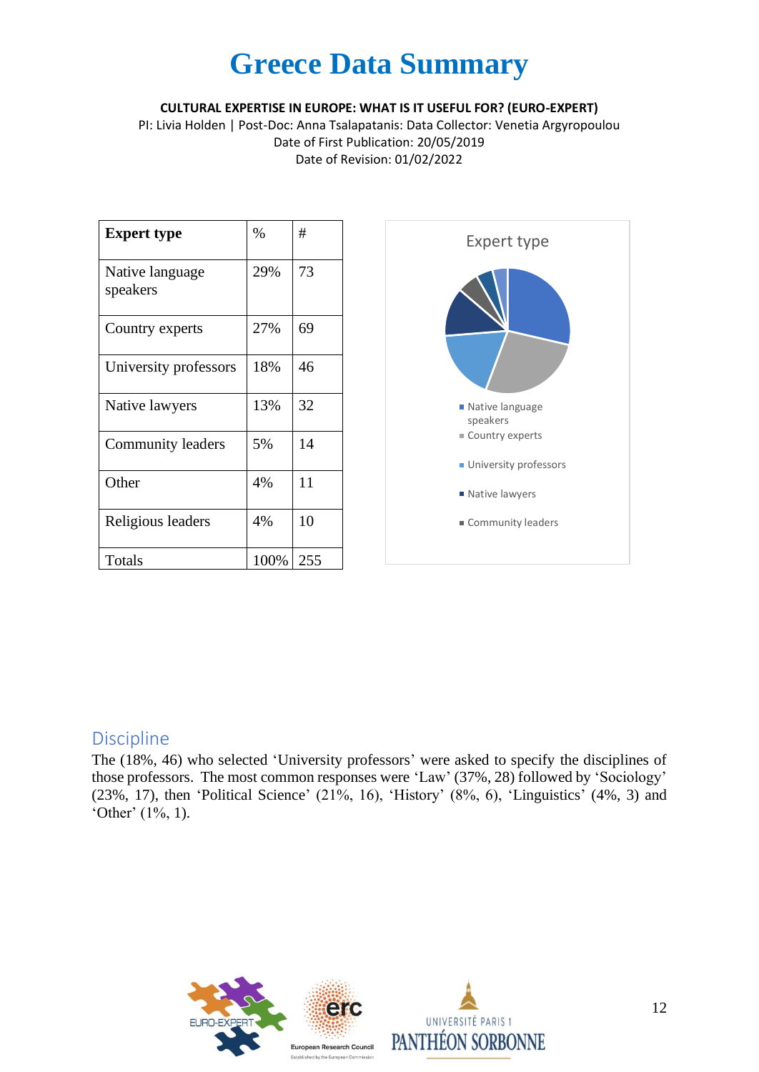# Greece Data Summary

**CULTURAL EXPERTISE IN EUROPE: WHAT IS IT USEFUL FOR? (EURO-EXPERT)**

PI: Livia Holden | Post-Doc: Anna Tsalapatanis: Data Collector: Venetia Argyropoulou

Date of First Publication: 20/05/2019

Date of Revision: 01/02/2022

| **Expert type** | % | # |
|---|---|---|
| Native language speakers | 29% | 73 |
| Country experts | 27% | 69 |
| University professors | 18% | 46 |
| Native lawyers | 13% | 32 |
| Community leaders | 5% | 14 |
| Other | 4% | 11 |
| Religious leaders | 4% | 10 |
| Totals | 100% | 255 |

Expert type

- Native language speakers
- Country experts
- University professors
- Native lawyers
- Community leaders

## Discipline

The (18%, 46) who selected 'University professors' were asked to specify the disciplines of those professors. The most common responses were 'Law' (37%, 28) followed by 'Sociology' (23%, 17), then 'Political Science' (21%, 16), 'History' (8%, 6), 'Linguistics' (4%, 3) and 'Other' (1%, 1).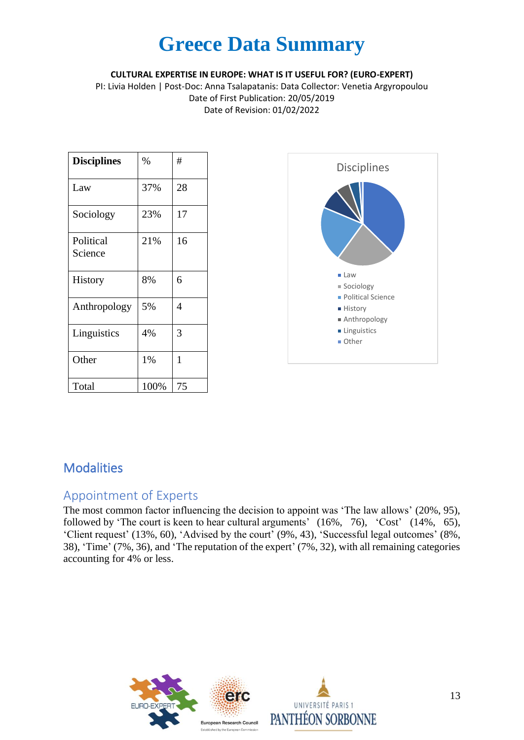# Greece Data Summary

**CULTURAL EXPERTISE IN EUROPE: WHAT IS IT USEFUL FOR? (EURO-EXPERT)**

PI: Livia Holden | Post-Doc: Anna Tsalapatanis: Data Collector: Venetia Argyropoulou

Date of First Publication: 20/05/2019

Date of Revision: 01/02/2022

| **Disciplines** | % | # |
|---|---|---|
| Law | 37% | 28 |
| Sociology | 23% | 17 |
| Political Science | 21% | 16 |
| History | 8% | 6 |
| Anthropology | 5% | 4 |
| Linguistics | 4% | 3 |
| Other | 1% | 1 |
| Total | 100% | 75 |

Disciplines

- Law
- Sociology
- Political Science
- History
- Anthropology
- Linguistics
- Other

## Modalities

### Appointment of Experts

The most common factor influencing the decision to appoint was 'The law allows' (20%, 95), followed by 'The court is keen to hear cultural arguments' (16%, 76), 'Cost' (14%, 65), 'Client request' (13%, 60), 'Advised by the court' (9%, 43), 'Successful legal outcomes' (8%, 38), 'Time' (7%, 36), and 'The reputation of the expert' (7%, 32), with all remaining categories accounting for 4% or less.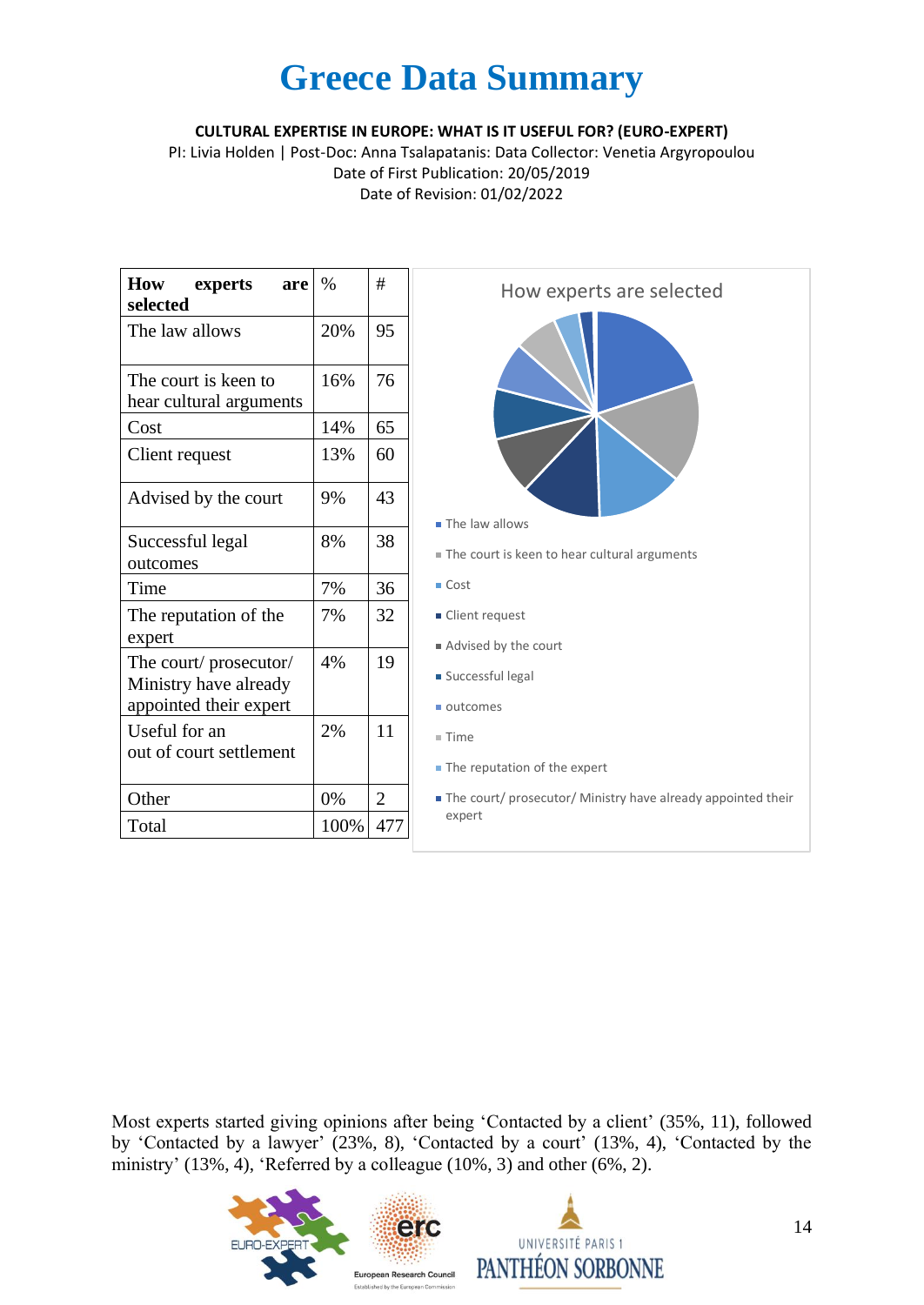# Greece Data Summary

**CULTURAL EXPERTISE IN EUROPE: WHAT IS IT USEFUL FOR? (EURO-EXPERT)**

PI: Livia Holden | Post-Doc: Anna Tsalapatanis: Data Collector: Venetia Argyropoulou
Date of First Publication: 20/05/2019
Date of Revision: 01/02/2022

| How experts are selected | % | # |
|---|---|---|
| The law allows | 20% | 95 |
| The court is keen to hear cultural arguments | 16% | 76 |
| Cost | 14% | 65 |
| Client request | 13% | 60 |
| Advised by the court | 9% | 43 |
| Successful legal outcomes | 8% | 38 |
| Time | 7% | 36 |
| The reputation of the expert | 7% | 32 |
| The court/ prosecutor/ Ministry have already appointed their expert | 4% | 19 |
| Useful for an out of court settlement | 2% | 11 |
| Other | 0% | 2 |
| Total | 100% | 477 |

How experts are selected

- The law allows
- The court is keen to hear cultural arguments
- Cost
- Client request
- Advised by the court
- Successful legal
- outcomes
- Time
- The reputation of the expert
- The court/ prosecutor/ Ministry have already appointed their expert

Most experts started giving opinions after being 'Contacted by a client' (35%, 11), followed by 'Contacted by a lawyer' (23%, 8), 'Contacted by a court' (13%, 4), 'Contacted by the ministry' (13%, 4), 'Referred by a colleague (10%, 3) and other (6%, 2).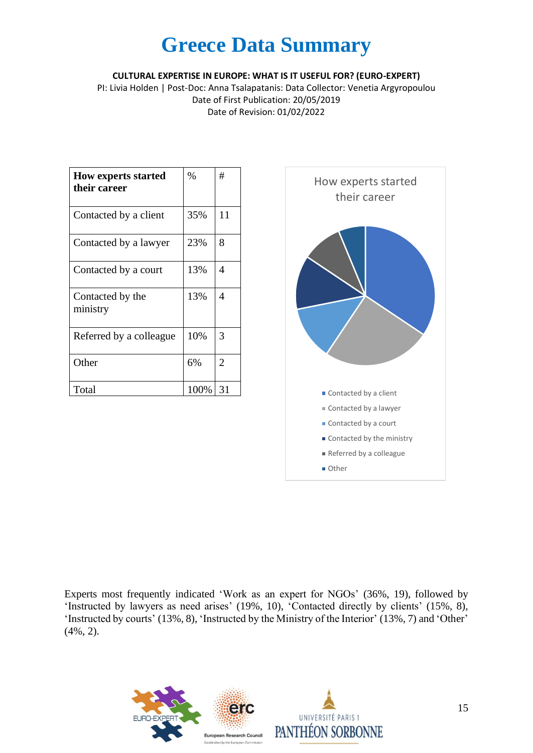# Greece Data Summary

**CULTURAL EXPERTISE IN EUROPE: WHAT IS IT USEFUL FOR? (EURO-EXPERT)**

PI: Livia Holden | Post-Doc: Anna Tsalapatanis: Data Collector: Venetia Argyropoulou
Date of First Publication: 20/05/2019
Date of Revision: 01/02/2022

| How experts started their career | % | # |
|---|---|---|
| Contacted by a client | 35% | 11 |
| Contacted by a lawyer | 23% | 8 |
| Contacted by a court | 13% | 4 |
| Contacted by the ministry | 13% | 4 |
| Referred by a colleague | 10% | 3 |
| Other | 6% | 2 |
| Total | 100% | 31 |

How experts started their career

- Contacted by a client
- Contacted by a lawyer
- Contacted by a court
- Contacted by the ministry
- Referred by a colleague
- Other

Experts most frequently indicated 'Work as an expert for NGOs' (36%, 19), followed by 'Instructed by lawyers as need arises' (19%, 10), 'Contacted directly by clients' (15%, 8), 'Instructed by courts' (13%, 8), 'Instructed by the Ministry of the Interior' (13%, 7) and 'Other' (4%, 2).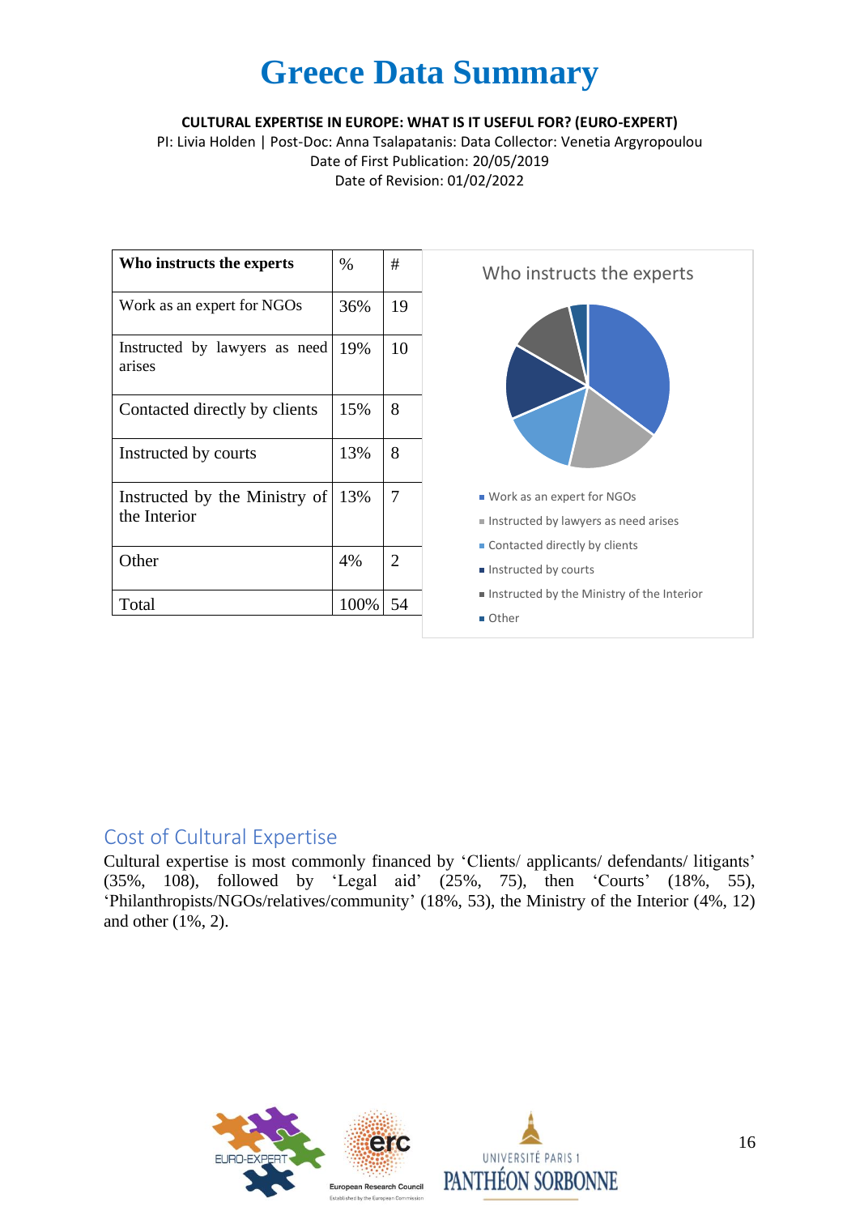# Greece Data Summary

**CULTURAL EXPERTISE IN EUROPE: WHAT IS IT USEFUL FOR? (EURO-EXPERT)**
PI: Livia Holden | Post-Doc: Anna Tsalapatanis: Data Collector: Venetia Argyropoulou
Date of First Publication: 20/05/2019
Date of Revision: 01/02/2022

| Who instructs the experts | % | # |
|---|---|---|
| Work as an expert for NGOs | 36% | 19 |
| Instructed by lawyers as need arises | 19% | 10 |
| Contacted directly by clients | 15% | 8 |
| Instructed by courts | 13% | 8 |
| Instructed by the Ministry of the Interior | 13% | 7 |
| Other | 4% | 2 |
| Total | 100% | 54 |

Who instructs the experts

- Work as an expert for NGOs
- Instructed by lawyers as need arises
- Contacted directly by clients
- Instructed by courts
- Instructed by the Ministry of the Interior
- Other

## Cost of Cultural Expertise

Cultural expertise is most commonly financed by 'Clients/ applicants/ defendants/ litigants' (35%, 108), followed by 'Legal aid' (25%, 75), then 'Courts' (18%, 55), 'Philanthropists/NGOs/relatives/community' (18%, 53), the Ministry of the Interior (4%, 12) and other (1%, 2).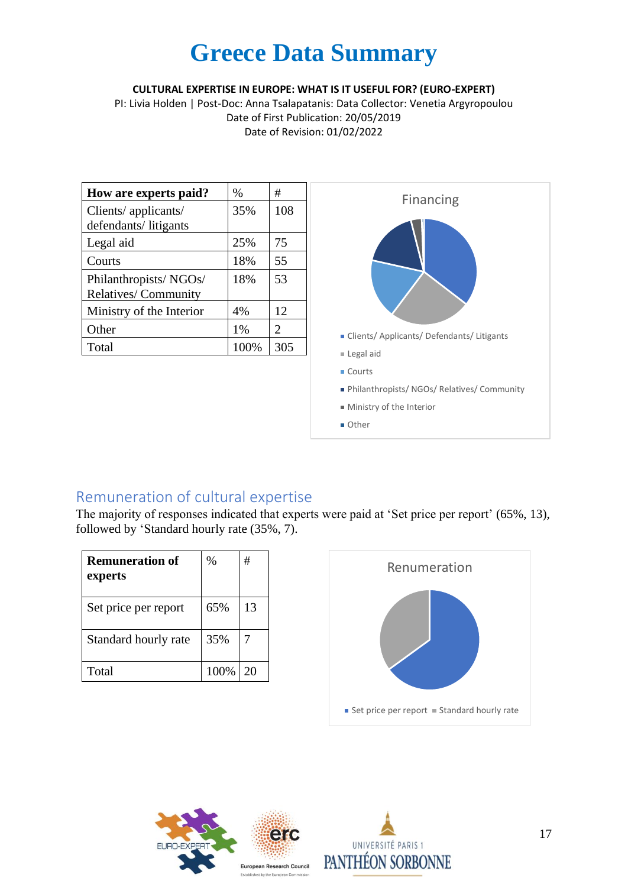# Greece Data Summary

**CULTURAL EXPERTISE IN EUROPE: WHAT IS IT USEFUL FOR? (EURO-EXPERT)**

PI: Livia Holden | Post-Doc: Anna Tsalapatanis: Data Collector: Venetia Argyropoulou

Date of First Publication: 20/05/2019

Date of Revision: 01/02/2022

| How are experts paid? | % | # |
|---|---|---|
| Clients/ applicants/ defendants/ litigants | 35% | 108 |
| Legal aid | 25% | 75 |
| Courts | 18% | 55 |
| Philanthropists/ NGOs/ Relatives/ Community | 18% | 53 |
| Ministry of the Interior | 4% | 12 |
| Other | 1% | 2 |
| Total | 100% | 305 |

Financing

- Clients/ Applicants/ Defendants/ Litigants
- Legal aid
- Courts
- Philanthropists/ NGOs/ Relatives/ Community
- Ministry of the Interior
- Other

## Remuneration of cultural expertise

The majority of responses indicated that experts were paid at 'Set price per report' (65%, 13), followed by 'Standard hourly rate (35%, 7).

| Remuneration of experts | % | # |
|---|---|---|
| Set price per report | 65% | 13 |
| Standard hourly rate | 35% | 7 |
| Total | 100% | 20 |

Renumeration

- Set price per report
- Standard hourly rate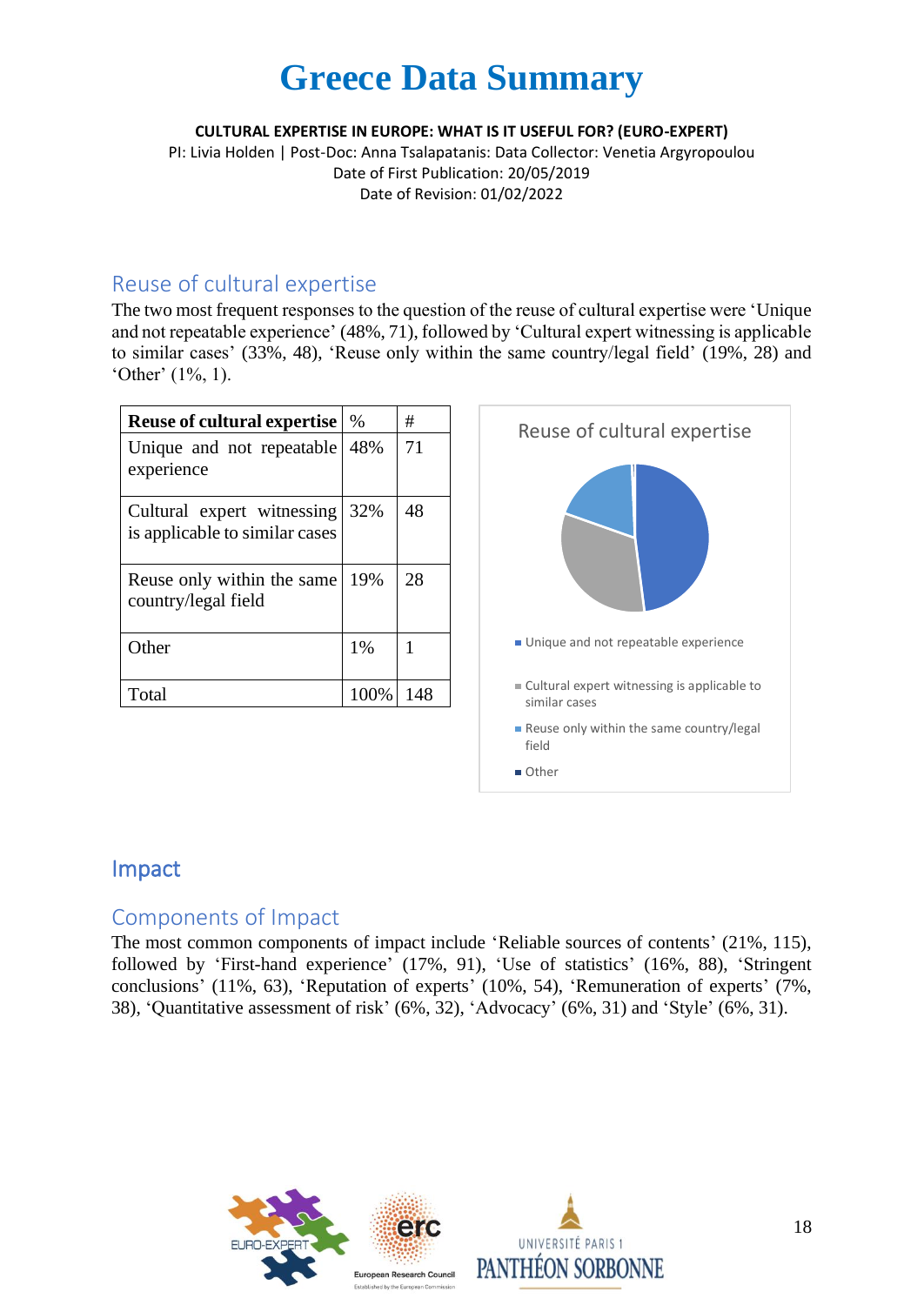# Greece Data Summary

**CULTURAL EXPERTISE IN EUROPE: WHAT IS IT USEFUL FOR? (EURO-EXPERT)**
PI: Livia Holden | Post-Doc: Anna Tsalapatanis: Data Collector: Venetia Argyropoulou
Date of First Publication: 20/05/2019
Date of Revision: 01/02/2022

## Reuse of cultural expertise

The two most frequent responses to the question of the reuse of cultural expertise were 'Unique and not repeatable experience' (48%, 71), followed by 'Cultural expert witnessing is applicable to similar cases' (33%, 48), 'Reuse only within the same country/legal field' (19%, 28) and 'Other' (1%, 1).

| Reuse of cultural expertise | % | # |
|---|---|---|
| Unique and not repeatable experience | 48% | 71 |
| Cultural expert witnessing is applicable to similar cases | 32% | 48 |
| Reuse only within the same country/legal field | 19% | 28 |
| Other | 1% | 1 |
| Total | 100% | 148 |

Reuse of cultural expertise

- Unique and not repeatable experience
- Cultural expert witnessing is applicable to similar cases
- Reuse only within the same country/legal field
- Other

## Impact

### Components of Impact

The most common components of impact include 'Reliable sources of contents' (21%, 115), followed by 'First-hand experience' (17%, 91), 'Use of statistics' (16%, 88), 'Stringent conclusions' (11%, 63), 'Reputation of experts' (10%, 54), 'Remuneration of experts' (7%, 38), 'Quantitative assessment of risk' (6%, 32), 'Advocacy' (6%, 31) and 'Style' (6%, 31).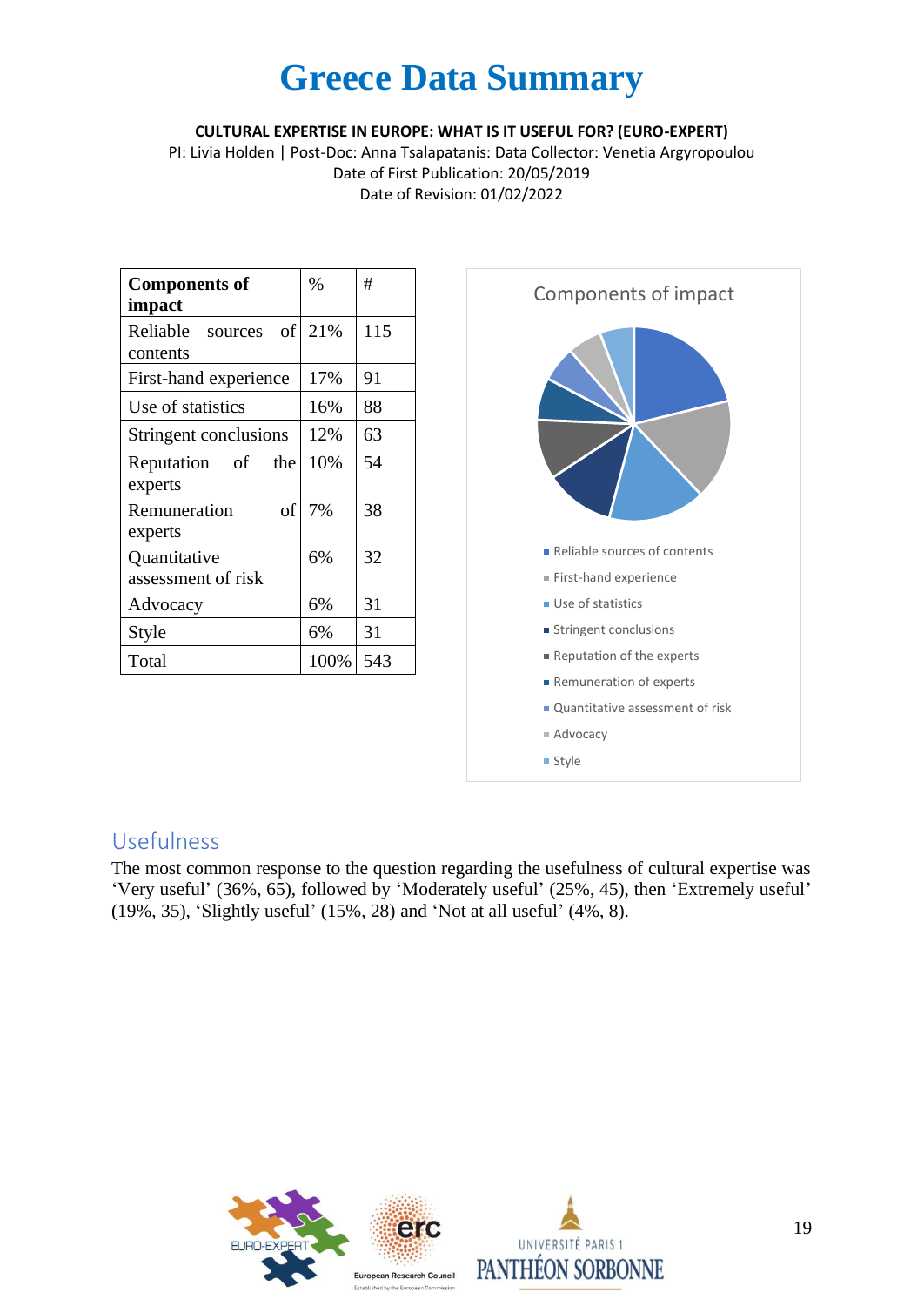# Greece Data Summary

**CULTURAL EXPERTISE IN EUROPE: WHAT IS IT USEFUL FOR? (EURO-EXPERT)**

PI: Livia Holden | Post-Doc: Anna Tsalapatanis: Data Collector: Venetia Argyropoulou

Date of First Publication: 20/05/2019

Date of Revision: 01/02/2022

| Components of impact | % | # |
|---|---|---|
| Reliable sources of contents | 21% | 115 |
| First-hand experience | 17% | 91 |
| Use of statistics | 16% | 88 |
| Stringent conclusions | 12% | 63 |
| Reputation of the experts | 10% | 54 |
| Remuneration of experts | 7% | 38 |
| Quantitative assessment of risk | 6% | 32 |
| Advocacy | 6% | 31 |
| Style | 6% | 31 |
| Total | 100% | 543 |

Components of impact

- Reliable sources of contents
- First-hand experience
- Use of statistics
- Stringent conclusions
- Reputation of the experts
- Remuneration of experts
- Quantitative assessment of risk
- Advocacy
- Style

## Usefulness

The most common response to the question regarding the usefulness of cultural expertise was 'Very useful' (36%, 65), followed by 'Moderately useful' (25%, 45), then 'Extremely useful' (19%, 35), 'Slightly useful' (15%, 28) and 'Not at all useful' (4%, 8).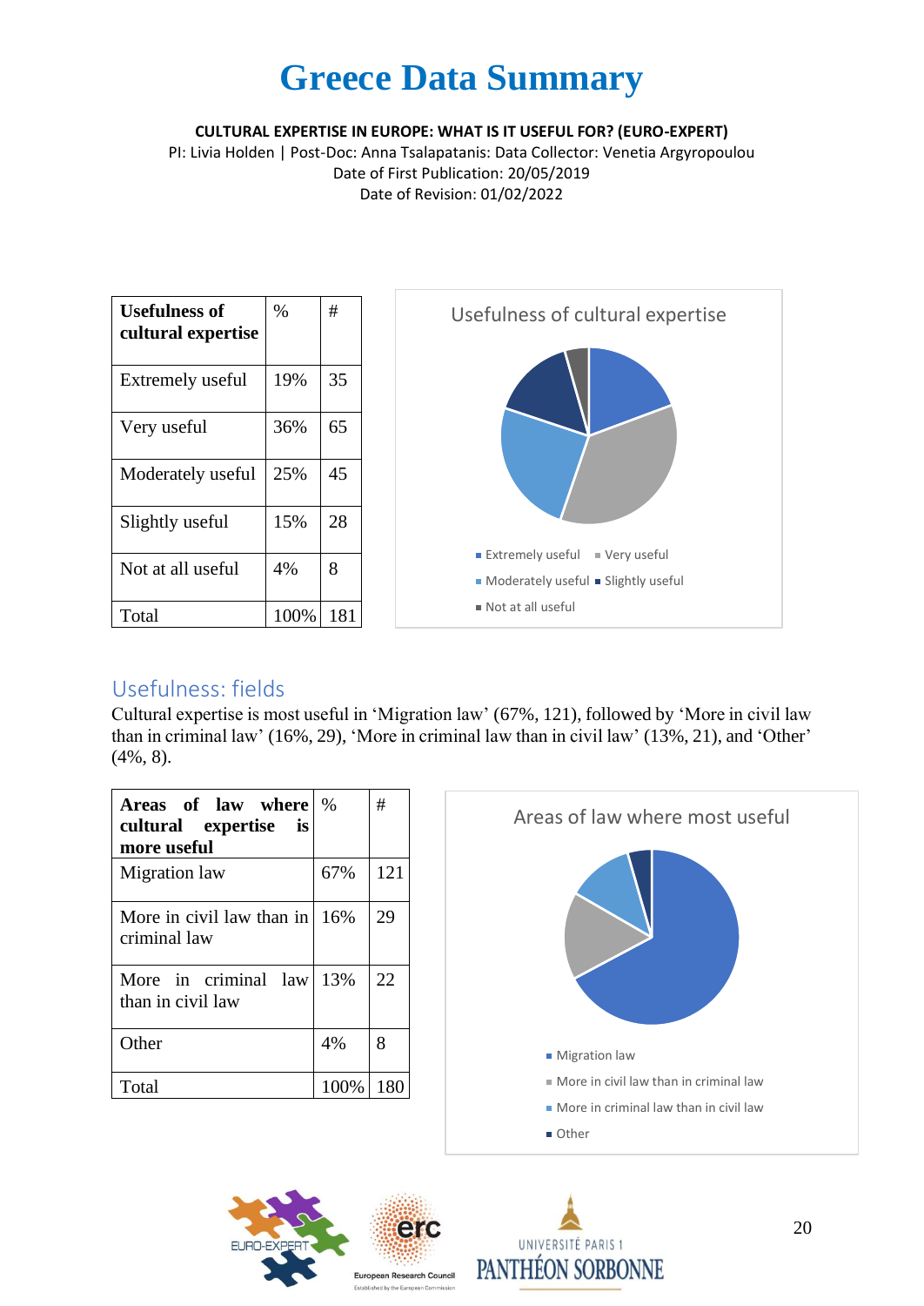# Greece Data Summary

**CULTURAL EXPERTISE IN EUROPE: WHAT IS IT USEFUL FOR? (EURO-EXPERT)**

PI: Livia Holden | Post-Doc: Anna Tsalapatanis: Data Collector: Venetia Argyropoulou

Date of First Publication: 20/05/2019

Date of Revision: 01/02/2022

| Usefulness of cultural expertise | % | # |
|---|---|---|
| Extremely useful | 19% | 35 |
| Very useful | 36% | 65 |
| Moderately useful | 25% | 45 |
| Slightly useful | 15% | 28 |
| Not at all useful | 4% | 8 |
| Total | 100% | 181 |

Usefulness of cultural expertise

- Extremely useful
- Very useful
- Moderately useful
- Slightly useful
- Not at all useful

## Usefulness: fields

Cultural expertise is most useful in 'Migration law' (67%, 121), followed by 'More in civil law than in criminal law' (16%, 29), 'More in criminal law than in civil law' (13%, 21), and 'Other' (4%, 8).

| Areas of law where cultural expertise is more useful | % | # |
|---|---|---|
| Migration law | 67% | 121 |
| More in civil law than in criminal law | 16% | 29 |
| More in criminal law than in civil law | 13% | 22 |
| Other | 4% | 8 |
| Total | 100% | 180 |

Areas of law where most useful

- Migration law
- More in civil law than in criminal law
- More in criminal law than in civil law
- Other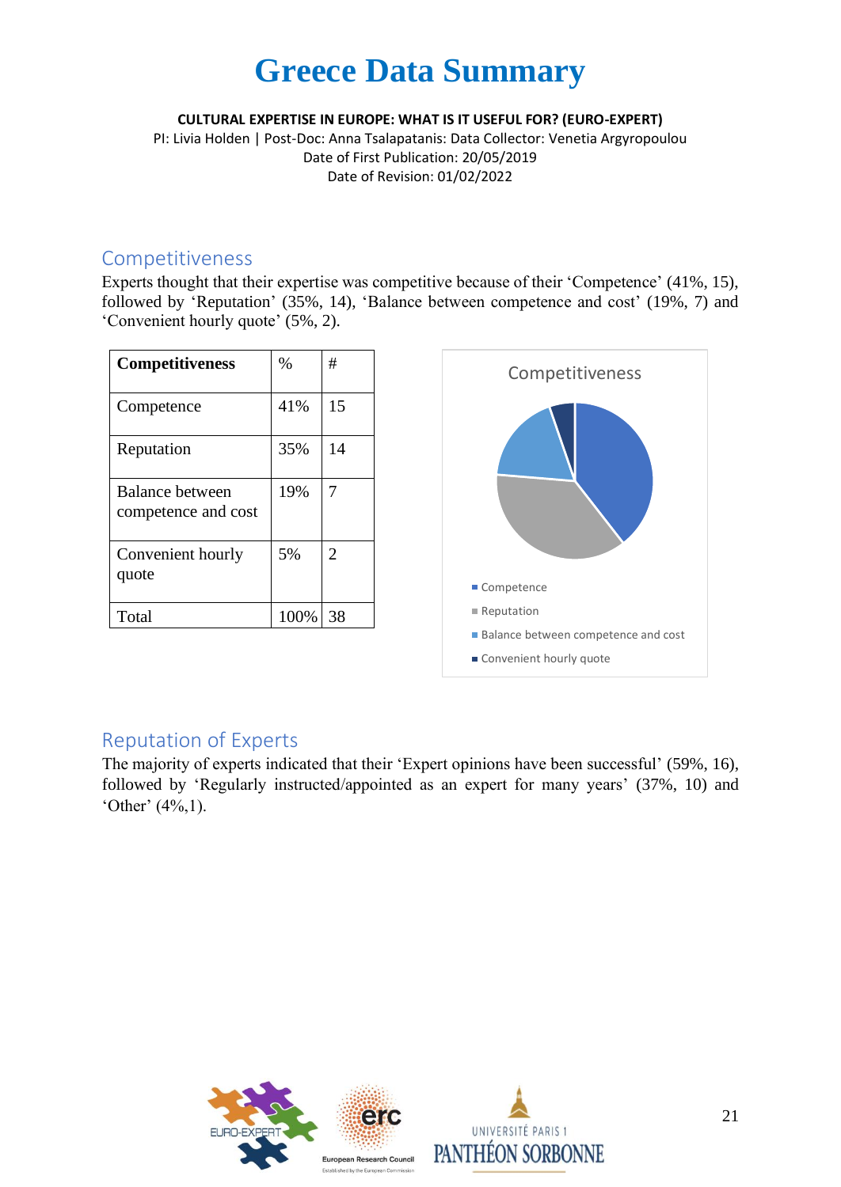# Greece Data Summary

**CULTURAL EXPERTISE IN EUROPE: WHAT IS IT USEFUL FOR? (EURO-EXPERT)**

PI: Livia Holden | Post-Doc: Anna Tsalapatanis: Data Collector: Venetia Argyropoulou

Date of First Publication: 20/05/2019

Date of Revision: 01/02/2022

## Competitiveness

Experts thought that their expertise was competitive because of their 'Competence' (41%, 15), followed by 'Reputation' (35%, 14), 'Balance between competence and cost' (19%, 7) and 'Convenient hourly quote' (5%, 2).

| Competitiveness | % | # |
|---|---|---|
| Competence | 41% | 15 |
| Reputation | 35% | 14 |
| Balance between competence and cost | 19% | 7 |
| Convenient hourly quote | 5% | 2 |
| Total | 100% | 38 |

## Reputation of Experts

The majority of experts indicated that their 'Expert opinions have been successful' (59%, 16), followed by 'Regularly instructed/appointed as an expert for many years' (37%, 10) and 'Other' (4%,1).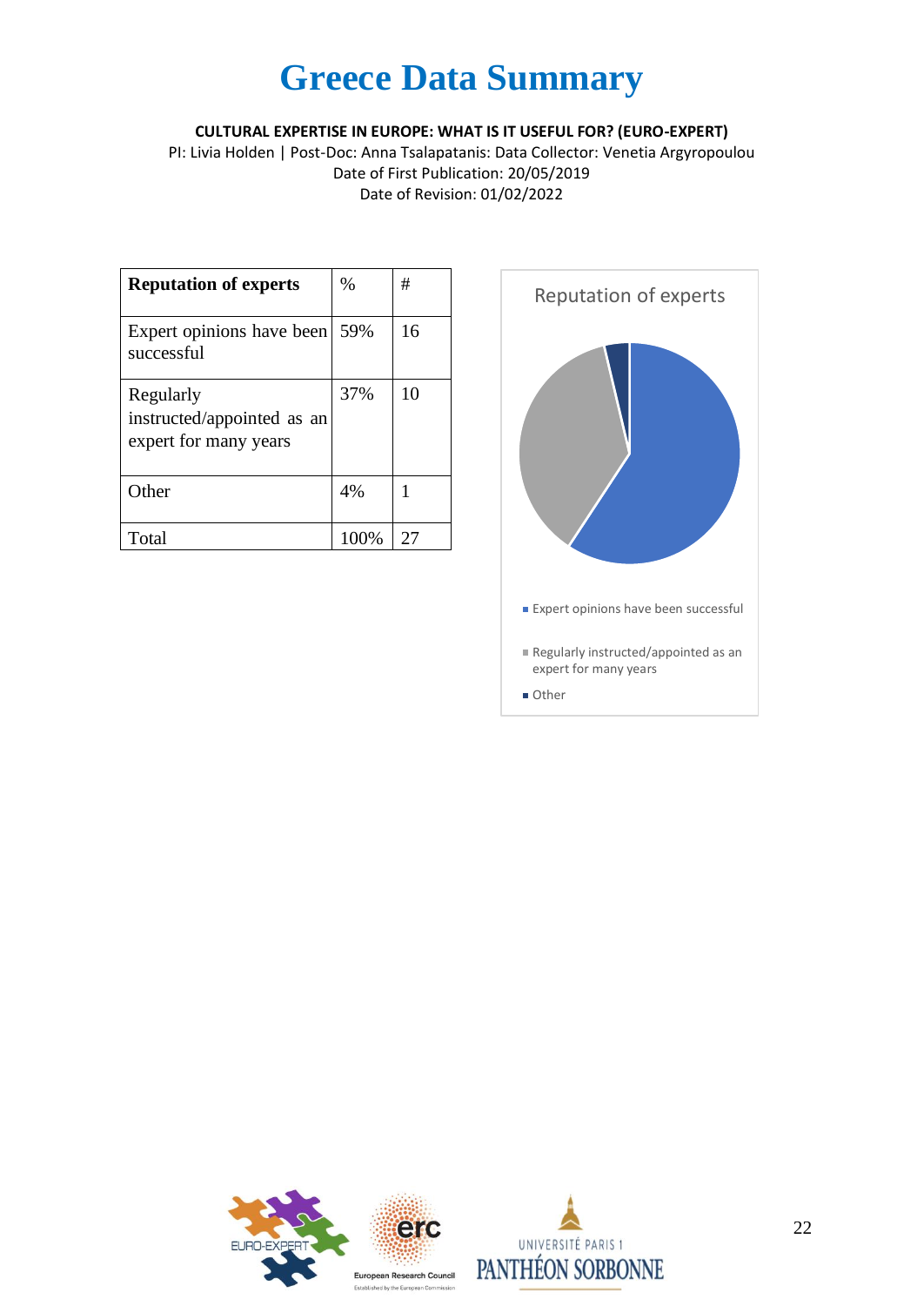# Greece Data Summary

**CULTURAL EXPERTISE IN EUROPE: WHAT IS IT USEFUL FOR? (EURO-EXPERT)**

PI: Livia Holden | Post-Doc: Anna Tsalapatanis: Data Collector: Venetia Argyropoulou
Date of First Publication: 20/05/2019
Date of Revision: 01/02/2022

| **Reputation of experts** | % | # |
|---|---|---|
| Expert opinions have been successful | 59% | 16 |
| Regularly instructed/appointed as an expert for many years | 37% | 10 |
| Other | 4% | 1 |
| Total | 100% | 27 |

Reputation of experts

- Expert opinions have been successful
- Regularly instructed/appointed as an expert for many years
- Other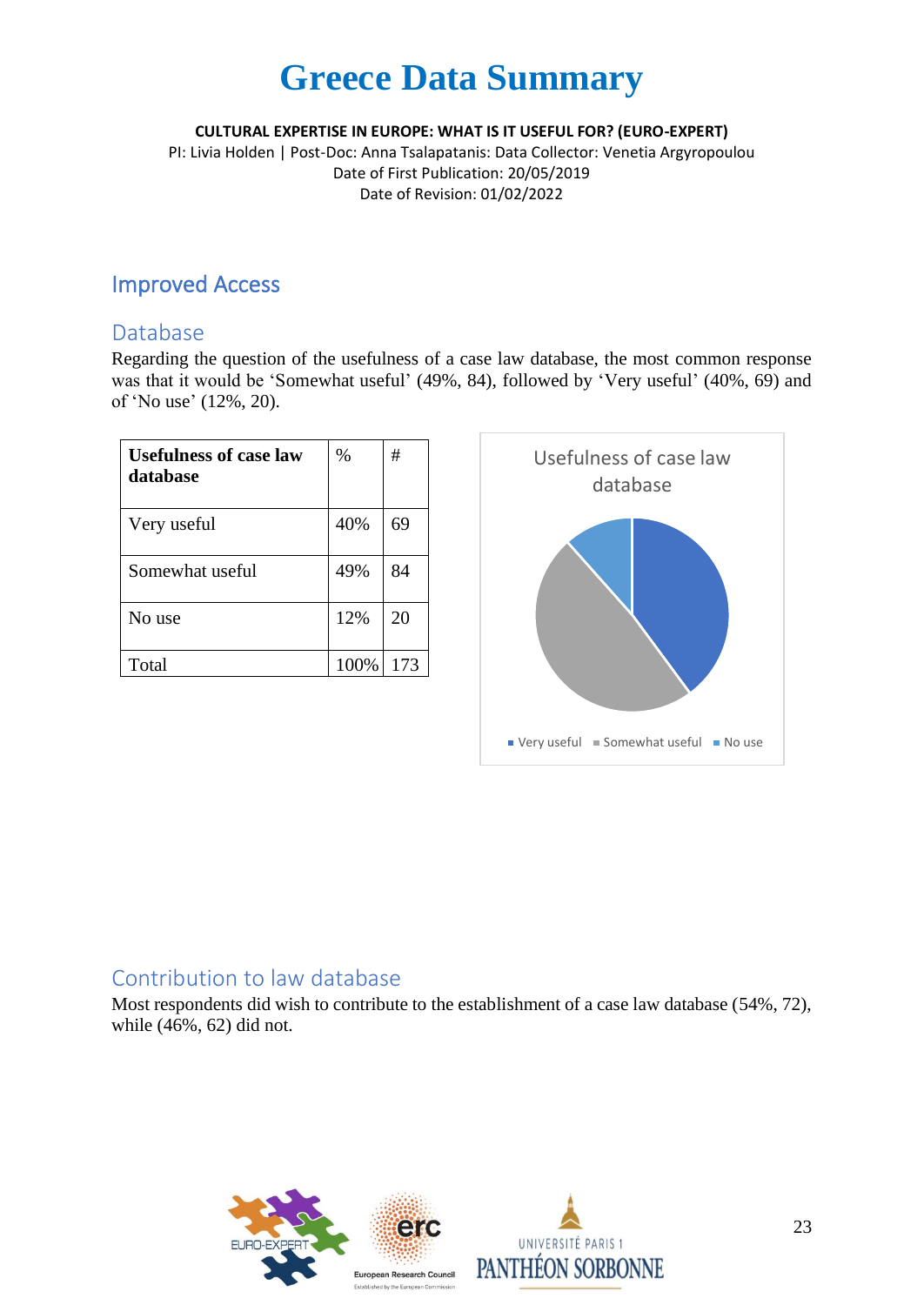# Greece Data Summary

**CULTURAL EXPERTISE IN EUROPE: WHAT IS IT USEFUL FOR? (EURO-EXPERT)**

PI: Livia Holden | Post-Doc: Anna Tsalapatanis: Data Collector: Venetia Argyropoulou

Date of First Publication: 20/05/2019

Date of Revision: 01/02/2022

## Improved Access

### Database

Regarding the question of the usefulness of a case law database, the most common response was that it would be 'Somewhat useful' (49%, 84), followed by 'Very useful' (40%, 69) and of 'No use' (12%, 20).

| **Usefulness of case law database** | % | # |
|---|---|---|
| Very useful | 40% | 69 |
| Somewhat useful | 49% | 84 |
| No use | 12% | 20 |
| Total | 100% | 173 |

### Contribution to law database

Most respondents did wish to contribute to the establishment of a case law database (54%, 72), while (46%, 62) did not.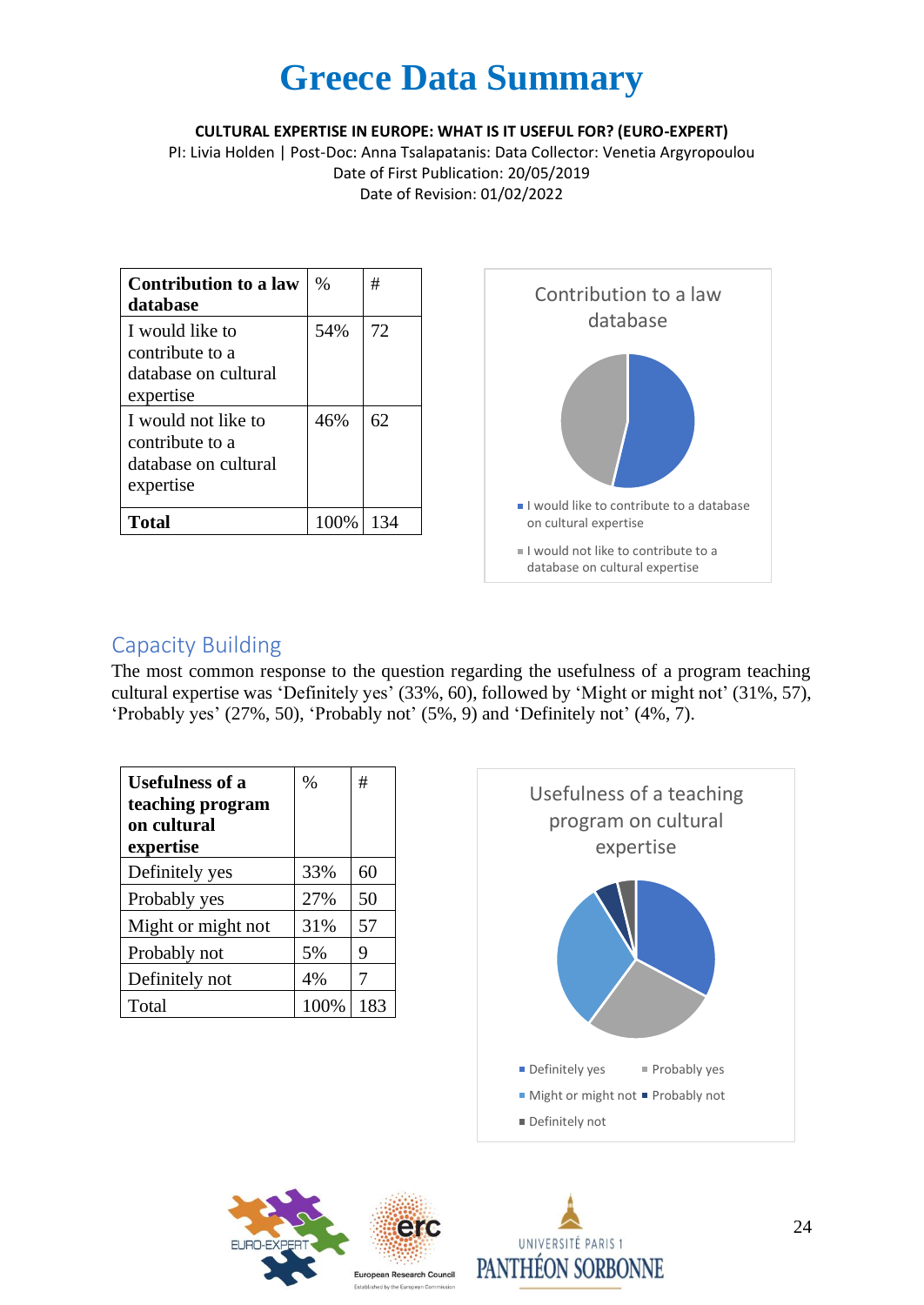# Greece Data Summary

**CULTURAL EXPERTISE IN EUROPE: WHAT IS IT USEFUL FOR? (EURO-EXPERT)**

PI: Livia Holden | Post-Doc: Anna Tsalapatanis: Data Collector: Venetia Argyropoulou

Date of First Publication: 20/05/2019

Date of Revision: 01/02/2022

| **Contribution to a law database** | % | # |
|---|---|---|
| I would like to contribute to a database on cultural expertise | 54% | 72 |
| I would not like to contribute to a database on cultural expertise | 46% | 62 |
| **Total** | 100% | 134 |

Contribution to a law database

- I would like to contribute to a database on cultural expertise
- I would not like to contribute to a database on cultural expertise

## Capacity Building

The most common response to the question regarding the usefulness of a program teaching cultural expertise was 'Definitely yes' (33%, 60), followed by 'Might or might not' (31%, 57), 'Probably yes' (27%, 50), 'Probably not' (5%, 9) and 'Definitely not' (4%, 7).

| **Usefulness of a teaching program on cultural expertise** | % | # |
|---|---|---|
| Definitely yes | 33% | 60 |
| Probably yes | 27% | 50 |
| Might or might not | 31% | 57 |
| Probably not | 5% | 9 |
| Definitely not | 4% | 7 |
| Total | 100% | 183 |

Usefulness of a teaching program on cultural expertise

- Definitely yes
- Probably yes
- Might or might not
- Probably not
- Definitely not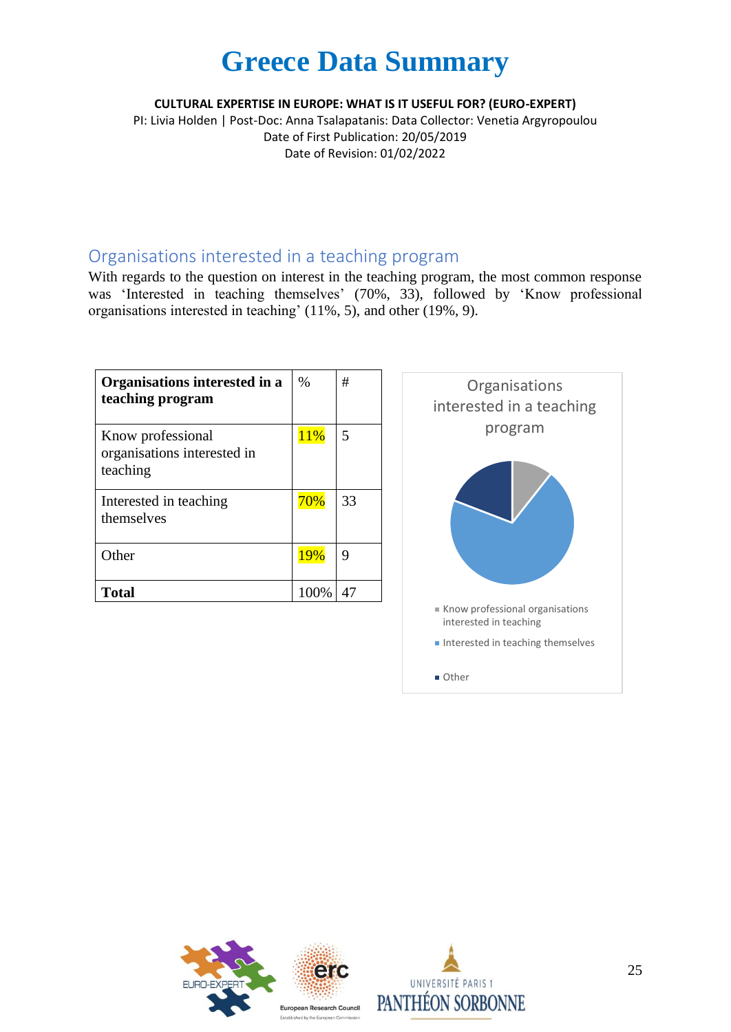# Greece Data Summary

**CULTURAL EXPERTISE IN EUROPE: WHAT IS IT USEFUL FOR? (EURO-EXPERT)**

PI: Livia Holden | Post-Doc: Anna Tsalapatanis: Data Collector: Venetia Argyropoulou

Date of First Publication: 20/05/2019

Date of Revision: 01/02/2022

## Organisations interested in a teaching program

With regards to the question on interest in the teaching program, the most common response was 'Interested in teaching themselves' (70%, 33), followed by 'Know professional organisations interested in teaching' (11%, 5), and other (19%, 9).

| Organisations interested in a teaching program | % | # |
|---|---|---|
| Know professional organisations interested in teaching | 11% | 5 |
| Interested in teaching themselves | 70% | 33 |
| Other | 19% | 9 |
| **Total** | 100% | 47 |

Organisations interested in a teaching program

Know professional organisations interested in teaching

Interested in teaching themselves

Other

EURO-EXPERT

erc European Research Council Established by the European Commission

UNIVERSITÉ PARIS 1 PANTHÉON SORBONNE